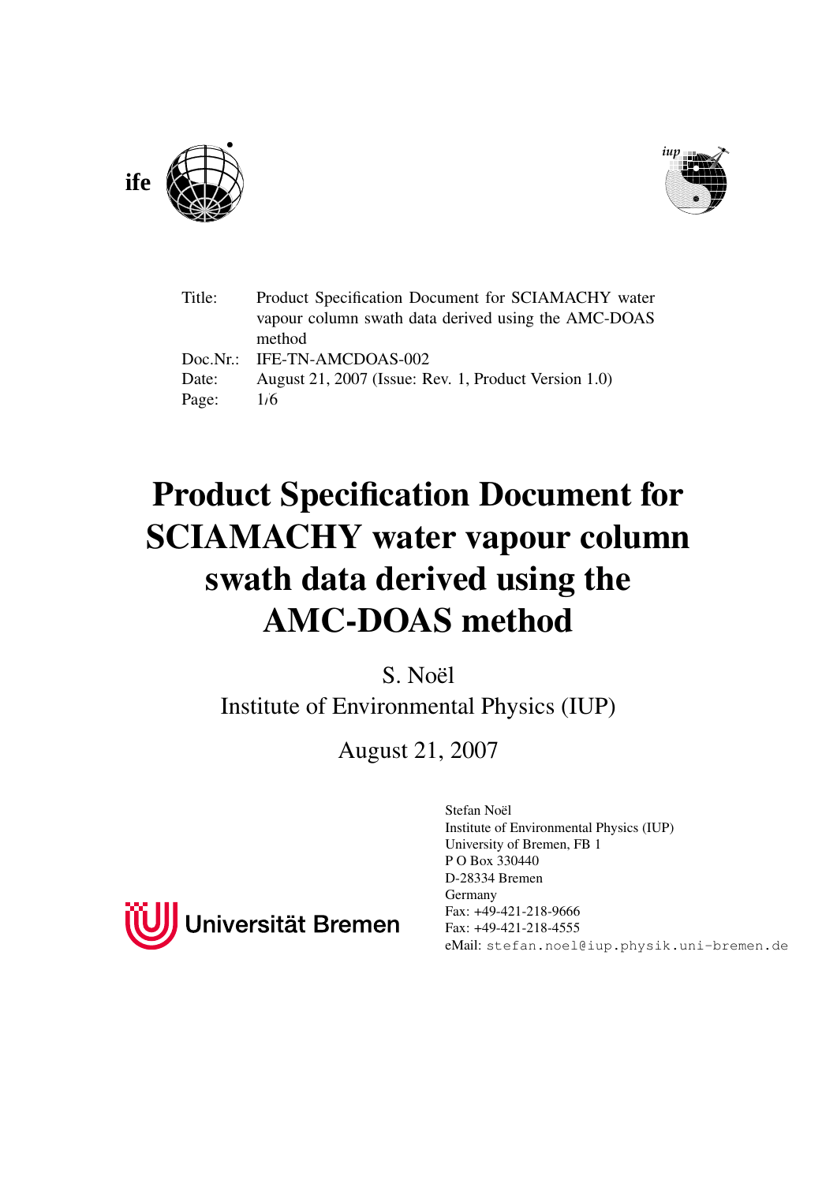ife

iup

| | |
|---|---|
| Title: | Product Specification Document for SCIAMACHY water vapour column swath data derived using the AMC-DOAS method |
| Doc.Nr.: | IFE-TN-AMCDOAS-002 |
| Date: | August 21, 2007 (Issue: Rev. 1, Product Version 1.0) |
| Page: | 1/6 |

# Product Specification Document for SCIAMACHY water vapour column swath data derived using the AMC-DOAS method

S. Noël

Institute of Environmental Physics (IUP)

August 21, 2007

Universität Bremen

Stefan Noël
Institute of Environmental Physics (IUP)
University of Bremen, FB 1
P O Box 330440
D-28334 Bremen
Germany
Fax: +49-421-218-9666
Fax: +49-421-218-4555
eMail: stefan.noel@iup.physik.uni-bremen.de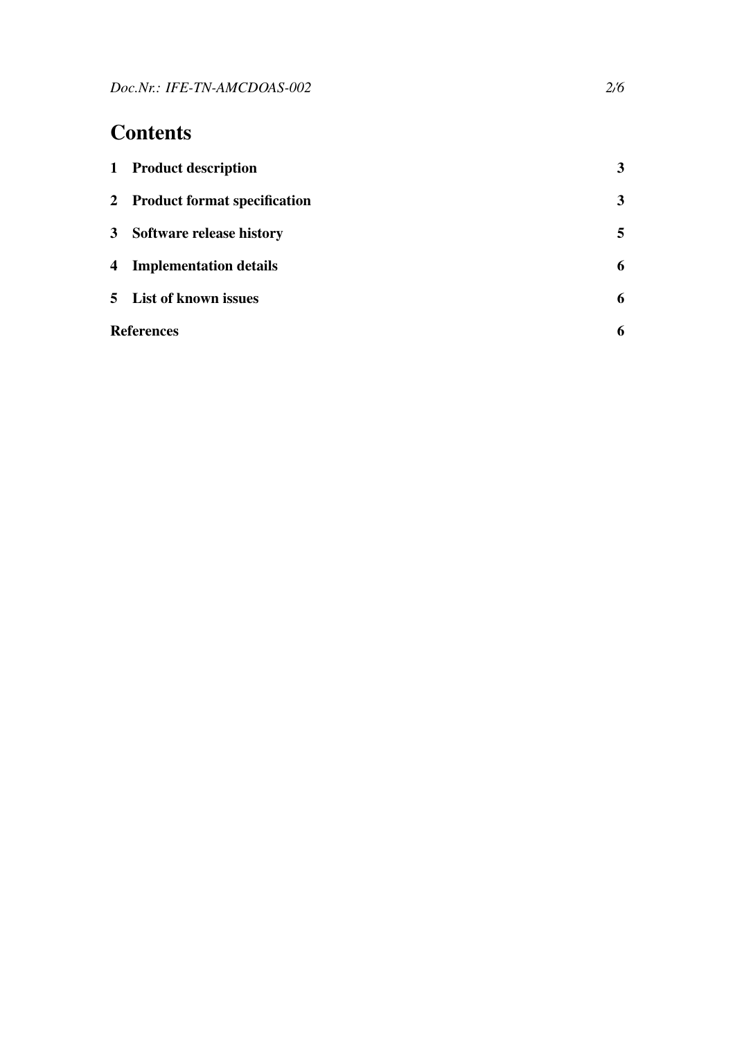# Contents

| | |
|---|---|
| **1 Product description** | **3** |
| **2 Product format specification** | **3** |
| **3 Software release history** | **5** |
| **4 Implementation details** | **6** |
| **5 List of known issues** | **6** |
| **References** | **6** |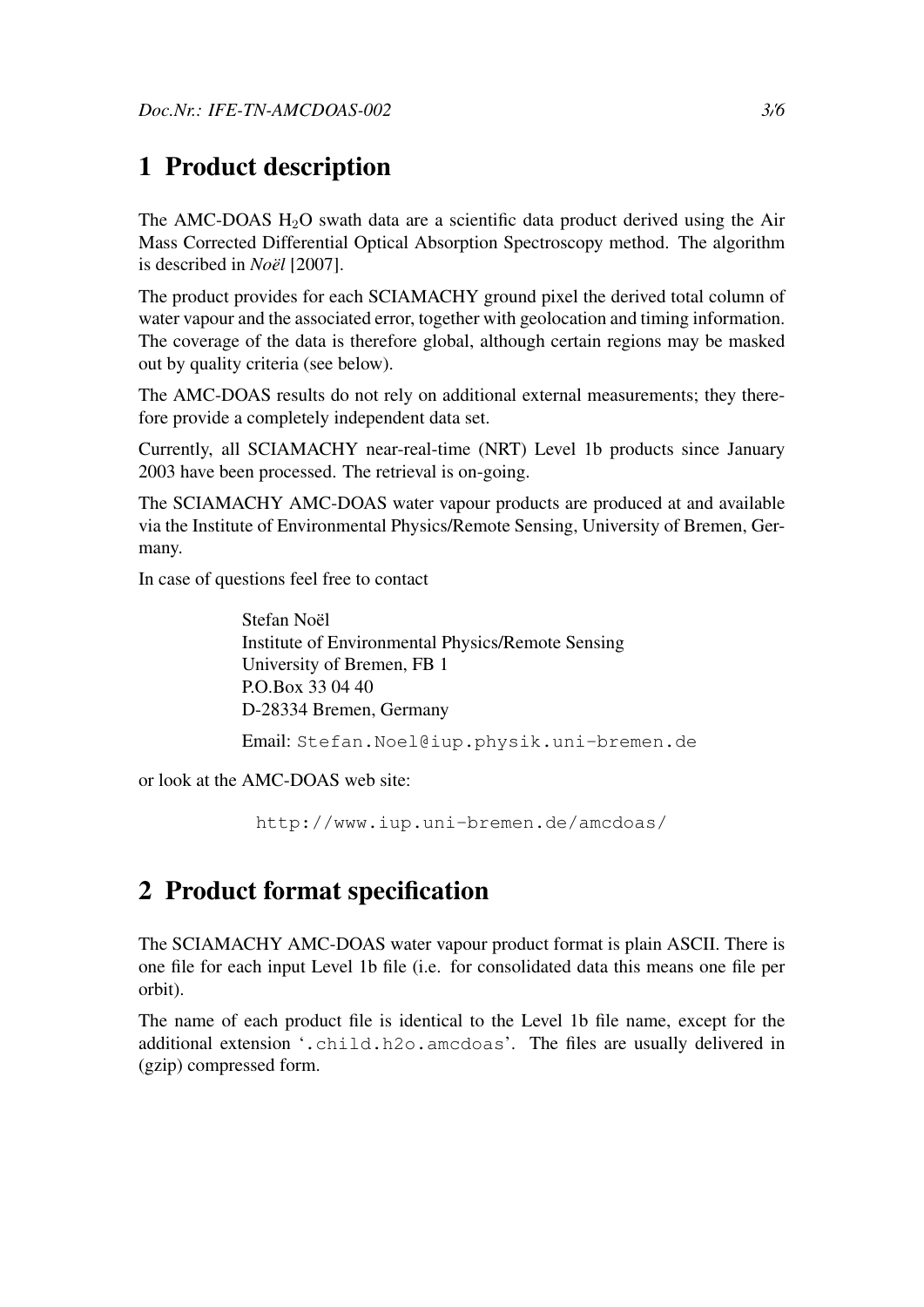# 1 Product description

The AMC-DOAS $H_2O$ swath data are a scientific data product derived using the Air Mass Corrected Differential Optical Absorption Spectroscopy method. The algorithm is described in *Noël* [2007].

The product provides for each SCIAMACHY ground pixel the derived total column of water vapour and the associated error, together with geolocation and timing information. The coverage of the data is therefore global, although certain regions may be masked out by quality criteria (see below).

The AMC-DOAS results do not rely on additional external measurements; they therefore provide a completely independent data set.

Currently, all SCIAMACHY near-real-time (NRT) Level 1b products since January 2003 have been processed. The retrieval is on-going.

The SCIAMACHY AMC-DOAS water vapour products are produced at and available via the Institute of Environmental Physics/Remote Sensing, University of Bremen, Germany.

In case of questions feel free to contact

> Stefan Noël
> Institute of Environmental Physics/Remote Sensing
> University of Bremen, FB 1
> P.O.Box 33 04 40
> D-28334 Bremen, Germany
>
> Email: `Stefan.Noel@iup.physik.uni-bremen.de`

or look at the AMC-DOAS web site:

`http://www.iup.uni-bremen.de/amcdoas/`

# 2 Product format specification

The SCIAMACHY AMC-DOAS water vapour product format is plain ASCII. There is one file for each input Level 1b file (i.e. for consolidated data this means one file per orbit).

The name of each product file is identical to the Level 1b file name, except for the additional extension '`.child.h2o.amcdoas`'. The files are usually delivered in (gzip) compressed form.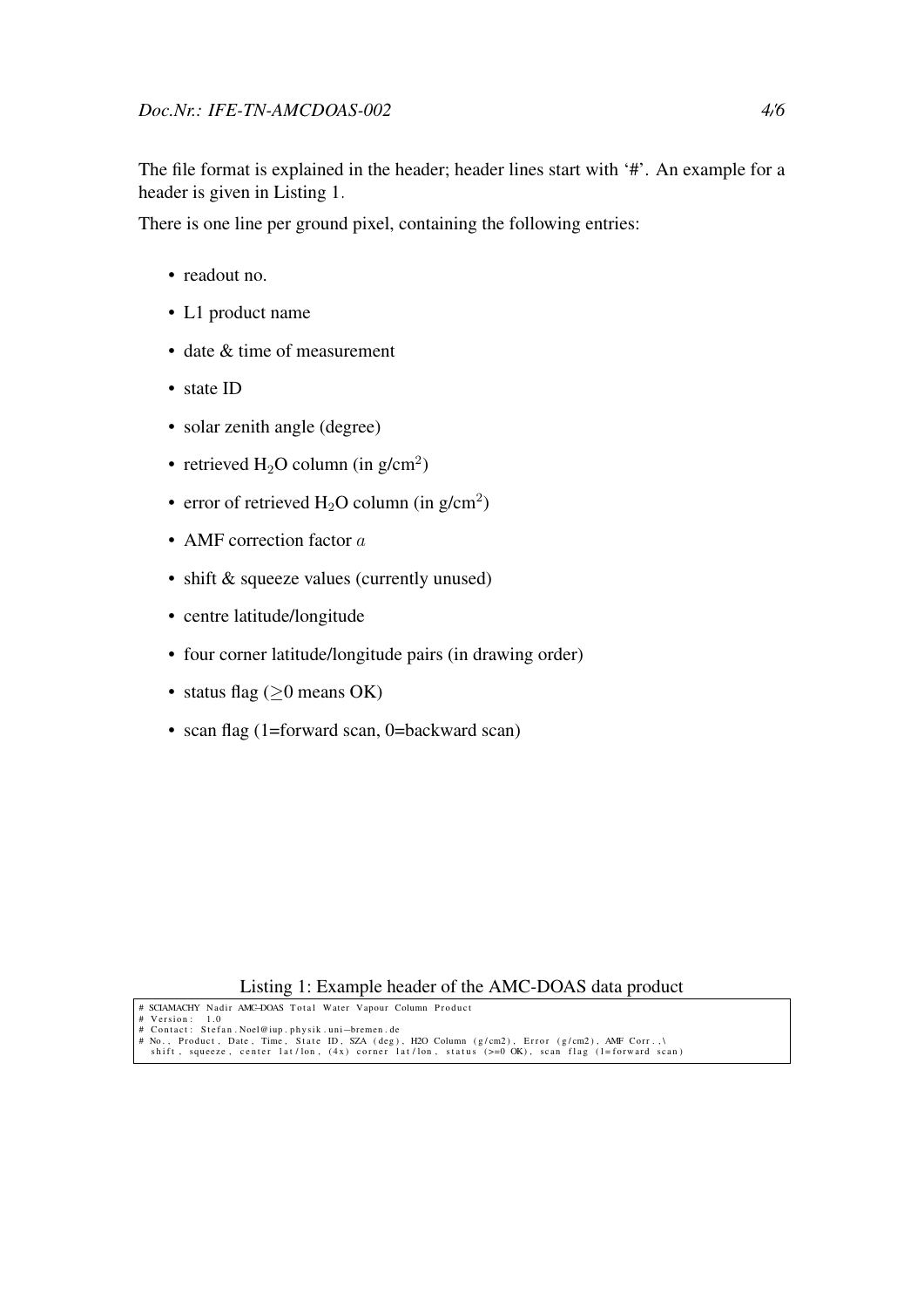The file format is explained in the header; header lines start with '#'. An example for a header is given in Listing 1.

There is one line per ground pixel, containing the following entries:

- readout no.
- L1 product name
- date & time of measurement
- state ID
- solar zenith angle (degree)
- retrieved $H_2O$ column (in g/cm$^2$)
- error of retrieved $H_2O$ column (in g/cm$^2$)
- AMF correction factor $a$
- shift & squeeze values (currently unused)
- centre latitude/longitude
- four corner latitude/longitude pairs (in drawing order)
- status flag ($\geq$0 means OK)
- scan flag (1=forward scan, 0=backward scan)

Listing 1: Example header of the AMC-DOAS data product

```
# SCIAMACHY Nadir AMC-DOAS Total Water Vapour Column Product
# Version: 1.0
# Contact: Stefan.Noel@iup.physik.uni-bremen.de
# No., Product, Date, Time, State ID, SZA (deg), H2O Column (g/cm2), Error (g/cm2), AMF Corr.,\
  shift, squeeze, center lat/lon, (4x) corner lat/lon, status (>=0 OK), scan flag (1=forward scan)
```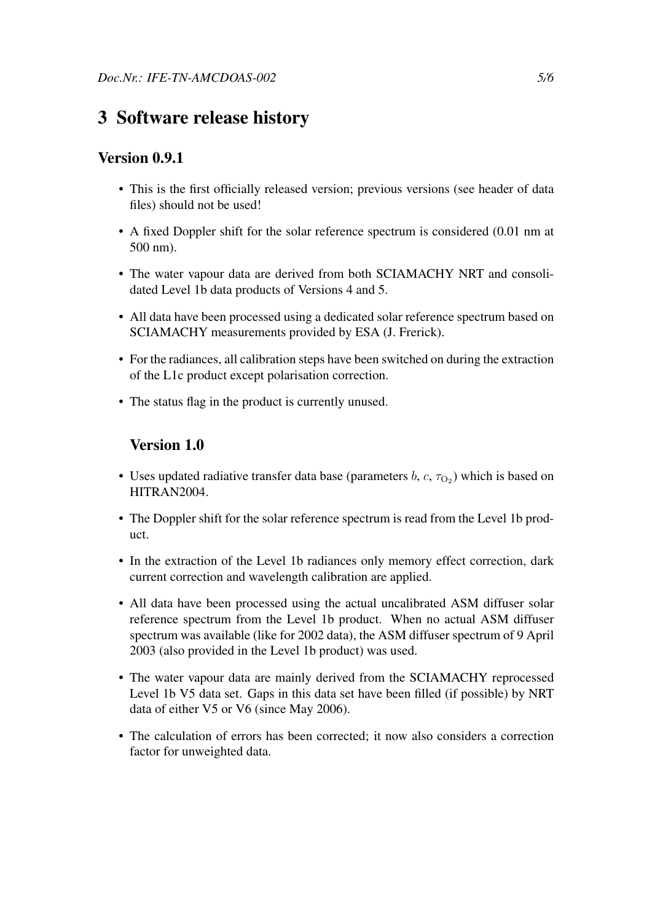# 3 Software release history

## Version 0.9.1

- This is the first officially released version; previous versions (see header of data files) should not be used!
- A fixed Doppler shift for the solar reference spectrum is considered (0.01 nm at 500 nm).
- The water vapour data are derived from both SCIAMACHY NRT and consolidated Level 1b data products of Versions 4 and 5.
- All data have been processed using a dedicated solar reference spectrum based on SCIAMACHY measurements provided by ESA (J. Frerick).
- For the radiances, all calibration steps have been switched on during the extraction of the L1c product except polarisation correction.
- The status flag in the product is currently unused.

## Version 1.0

- Uses updated radiative transfer data base (parameters $b$, $c$, $\tau_{O_2}$) which is based on HITRAN2004.
- The Doppler shift for the solar reference spectrum is read from the Level 1b product.
- In the extraction of the Level 1b radiances only memory effect correction, dark current correction and wavelength calibration are applied.
- All data have been processed using the actual uncalibrated ASM diffuser solar reference spectrum from the Level 1b product. When no actual ASM diffuser spectrum was available (like for 2002 data), the ASM diffuser spectrum of 9 April 2003 (also provided in the Level 1b product) was used.
- The water vapour data are mainly derived from the SCIAMACHY reprocessed Level 1b V5 data set. Gaps in this data set have been filled (if possible) by NRT data of either V5 or V6 (since May 2006).
- The calculation of errors has been corrected; it now also considers a correction factor for unweighted data.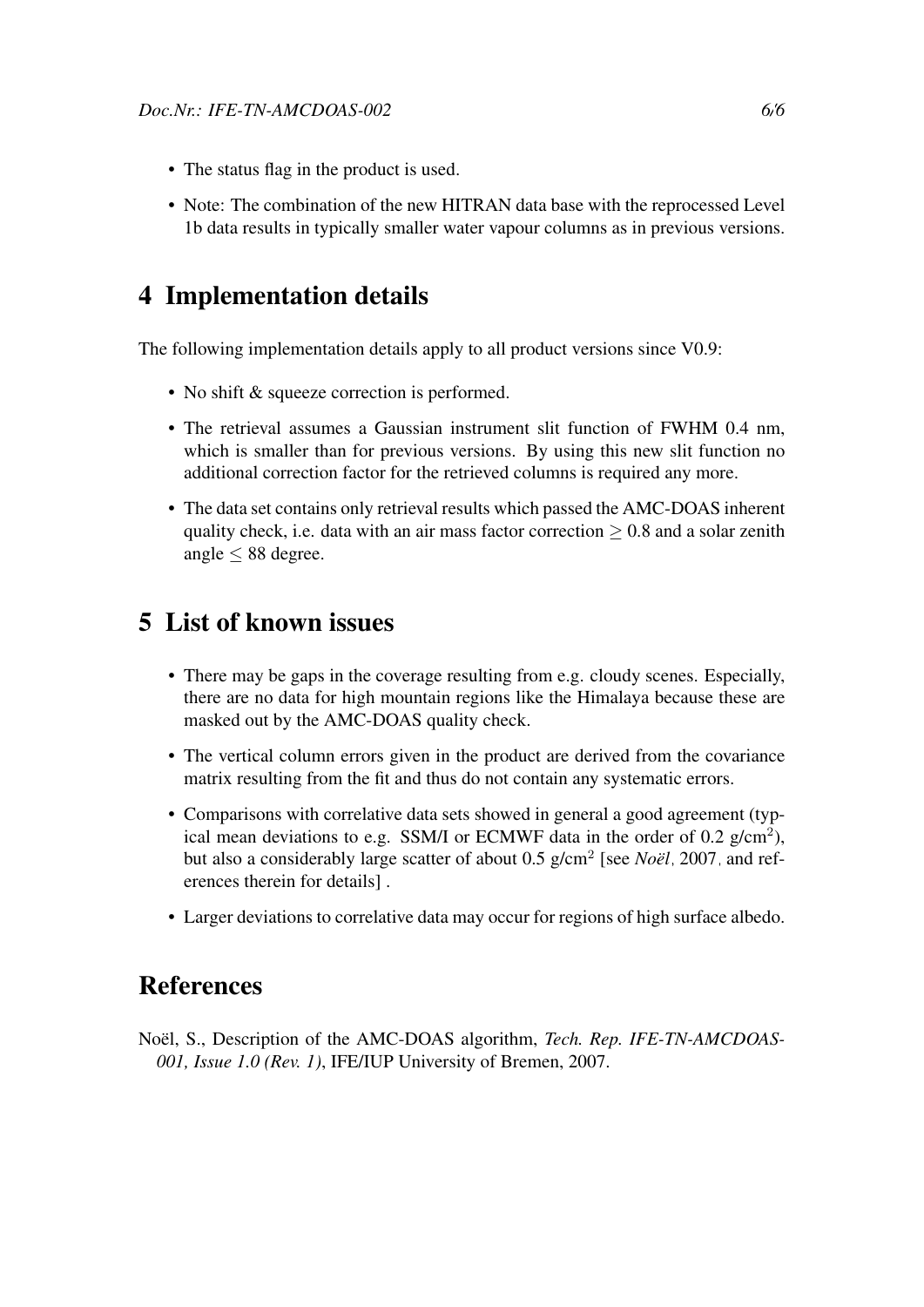- The status flag in the product is used.
- Note: The combination of the new HITRAN data base with the reprocessed Level 1b data results in typically smaller water vapour columns as in previous versions.

# 4 Implementation details

The following implementation details apply to all product versions since V0.9:

- No shift & squeeze correction is performed.
- The retrieval assumes a Gaussian instrument slit function of FWHM 0.4 nm, which is smaller than for previous versions. By using this new slit function no additional correction factor for the retrieved columns is required any more.
- The data set contains only retrieval results which passed the AMC-DOAS inherent quality check, i.e. data with an air mass factor correction $\geq 0.8$ and a solar zenith angle $\leq 88$ degree.

# 5 List of known issues

- There may be gaps in the coverage resulting from e.g. cloudy scenes. Especially, there are no data for high mountain regions like the Himalaya because these are masked out by the AMC-DOAS quality check.
- The vertical column errors given in the product are derived from the covariance matrix resulting from the fit and thus do not contain any systematic errors.
- Comparisons with correlative data sets showed in general a good agreement (typical mean deviations to e.g. SSM/I or ECMWF data in the order of 0.2 g/cm$^2$), but also a considerably large scatter of about 0.5 g/cm$^2$ [see *Noël*, 2007, and references therein for details] .
- Larger deviations to correlative data may occur for regions of high surface albedo.

# References

Noël, S., Description of the AMC-DOAS algorithm, *Tech. Rep. IFE-TN-AMCDOAS-001, Issue 1.0 (Rev. 1)*, IFE/IUP University of Bremen, 2007.